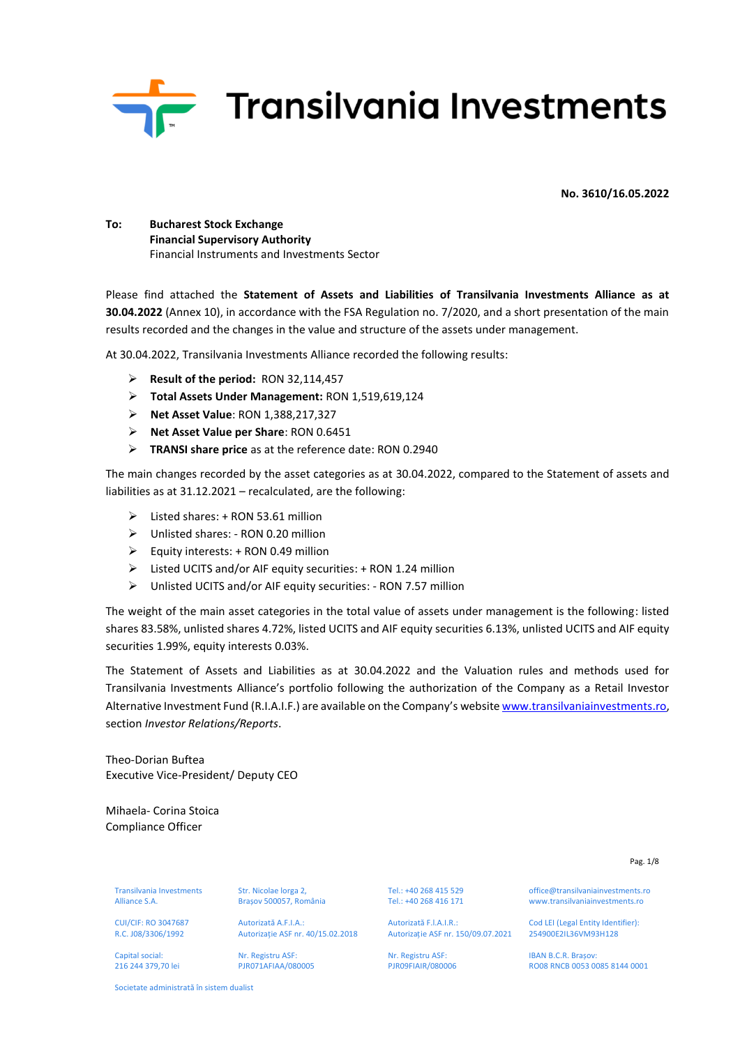# Transilvania Investments

**No. 3610/16.05.2022**

**To:** **Bucharest Stock Exchange**
**Financial Supervisory Authority**
Financial Instruments and Investments Sector

Please find attached the **Statement of Assets and Liabilities of Transilvania Investments Alliance as at 30.04.2022** (Annex 10), in accordance with the FSA Regulation no. 7/2020, and a short presentation of the main results recorded and the changes in the value and structure of the assets under management.

At 30.04.2022, Transilvania Investments Alliance recorded the following results:

- **Result of the period:** RON 32,114,457
- **Total Assets Under Management:** RON 1,519,619,124
- **Net Asset Value**: RON 1,388,217,327
- **Net Asset Value per Share**: RON 0.6451
- **TRANSI share price** as at the reference date: RON 0.2940

The main changes recorded by the asset categories as at 30.04.2022, compared to the Statement of assets and liabilities as at 31.12.2021 – recalculated, are the following:

- Listed shares: + RON 53.61 million
- Unlisted shares: - RON 0.20 million
- Equity interests: + RON 0.49 million
- Listed UCITS and/or AIF equity securities: + RON 1.24 million
- Unlisted UCITS and/or AIF equity securities: - RON 7.57 million

The weight of the main asset categories in the total value of assets under management is the following: listed shares 83.58%, unlisted shares 4.72%, listed UCITS and AIF equity securities 6.13%, unlisted UCITS and AIF equity securities 1.99%, equity interests 0.03%.

The Statement of Assets and Liabilities as at 30.04.2022 and the Valuation rules and methods used for Transilvania Investments Alliance's portfolio following the authorization of the Company as a Retail Investor Alternative Investment Fund (R.I.A.I.F.) are available on the Company's website www.transilvaniainvestments.ro, section *Investor Relations/Reports*.

Theo-Dorian Buftea
Executive Vice-President/ Deputy CEO

Mihaela- Corina Stoica
Compliance Officer

Transilvania Investments Alliance S.A.
CUI/CIF: RO 3047687
R.C. J08/3306/1992
Capital social: 216 244 379,70 lei

Str. Nicolae Iorga 2, Brașov 500057, România
Autorizată A.F.I.A.: Autorizație ASF nr. 40/15.02.2018
Nr. Registru ASF: PJR071AFIAA/080005

Tel.: +40 268 415 529
Tel.: +40 268 416 171
Autorizată F.I.A.I.R.: Autorizație ASF nr. 150/09.07.2021
Nr. Registru ASF: PJR09FIAIR/080006

office@transilvaniainvestments.ro
www.transilvaniainvestments.ro
Cod LEI (Legal Entity Identifier): 254900E2IL36VM93H128
IBAN B.C.R. Brașov: RO08 RNCB 0053 0085 8144 0001

Societate administrată în sistem dualist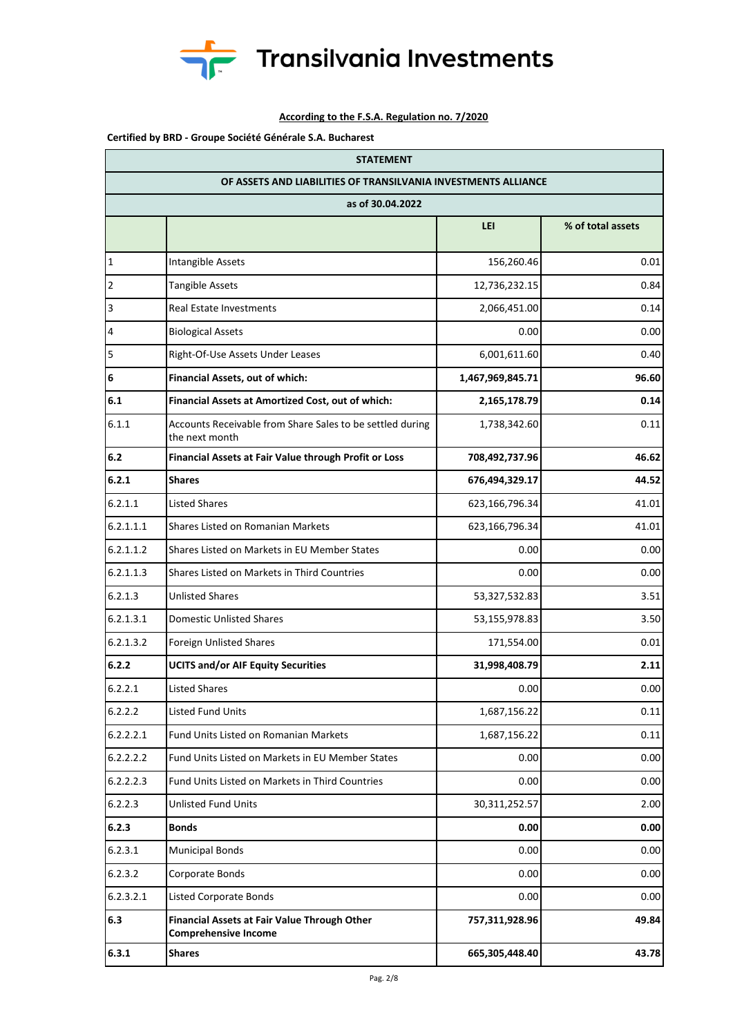**According to the F.S.A. Regulation no. 7/2020**

**Certified by BRD - Groupe Société Générale S.A. Bucharest**

| **STATEMENT** | | | |
|---|---|---|---|
| **OF ASSETS AND LIABILITIES OF TRANSILVANIA INVESTMENTS ALLIANCE** | | | |
| **as of 30.04.2022** | | | |
| | | **LEI** | **% of total assets** |
| 1 | Intangible Assets | 156,260.46 | 0.01 |
| 2 | Tangible Assets | 12,736,232.15 | 0.84 |
| 3 | Real Estate Investments | 2,066,451.00 | 0.14 |
| 4 | Biological Assets | 0.00 | 0.00 |
| 5 | Right-Of-Use Assets Under Leases | 6,001,611.60 | 0.40 |
| **6** | **Financial Assets, out of which:** | **1,467,969,845.71** | **96.60** |
| **6.1** | **Financial Assets at Amortized Cost, out of which:** | **2,165,178.79** | **0.14** |
| 6.1.1 | Accounts Receivable from Share Sales to be settled during the next month | 1,738,342.60 | 0.11 |
| **6.2** | **Financial Assets at Fair Value through Profit or Loss** | **708,492,737.96** | **46.62** |
| **6.2.1** | **Shares** | **676,494,329.17** | **44.52** |
| 6.2.1.1 | Listed Shares | 623,166,796.34 | 41.01 |
| 6.2.1.1.1 | Shares Listed on Romanian Markets | 623,166,796.34 | 41.01 |
| 6.2.1.1.2 | Shares Listed on Markets in EU Member States | 0.00 | 0.00 |
| 6.2.1.1.3 | Shares Listed on Markets in Third Countries | 0.00 | 0.00 |
| 6.2.1.3 | Unlisted Shares | 53,327,532.83 | 3.51 |
| 6.2.1.3.1 | Domestic Unlisted Shares | 53,155,978.83 | 3.50 |
| 6.2.1.3.2 | Foreign Unlisted Shares | 171,554.00 | 0.01 |
| **6.2.2** | **UCITS and/or AIF Equity Securities** | **31,998,408.79** | **2.11** |
| 6.2.2.1 | Listed Shares | 0.00 | 0.00 |
| 6.2.2.2 | Listed Fund Units | 1,687,156.22 | 0.11 |
| 6.2.2.2.1 | Fund Units Listed on Romanian Markets | 1,687,156.22 | 0.11 |
| 6.2.2.2.2 | Fund Units Listed on Markets in EU Member States | 0.00 | 0.00 |
| 6.2.2.2.3 | Fund Units Listed on Markets in Third Countries | 0.00 | 0.00 |
| 6.2.2.3 | Unlisted Fund Units | 30,311,252.57 | 2.00 |
| **6.2.3** | **Bonds** | **0.00** | **0.00** |
| 6.2.3.1 | Municipal Bonds | 0.00 | 0.00 |
| 6.2.3.2 | Corporate Bonds | 0.00 | 0.00 |
| 6.2.3.2.1 | Listed Corporate Bonds | 0.00 | 0.00 |
| **6.3** | **Financial Assets at Fair Value Through Other Comprehensive Income** | **757,311,928.96** | **49.84** |
| **6.3.1** | **Shares** | **665,305,448.40** | **43.78** |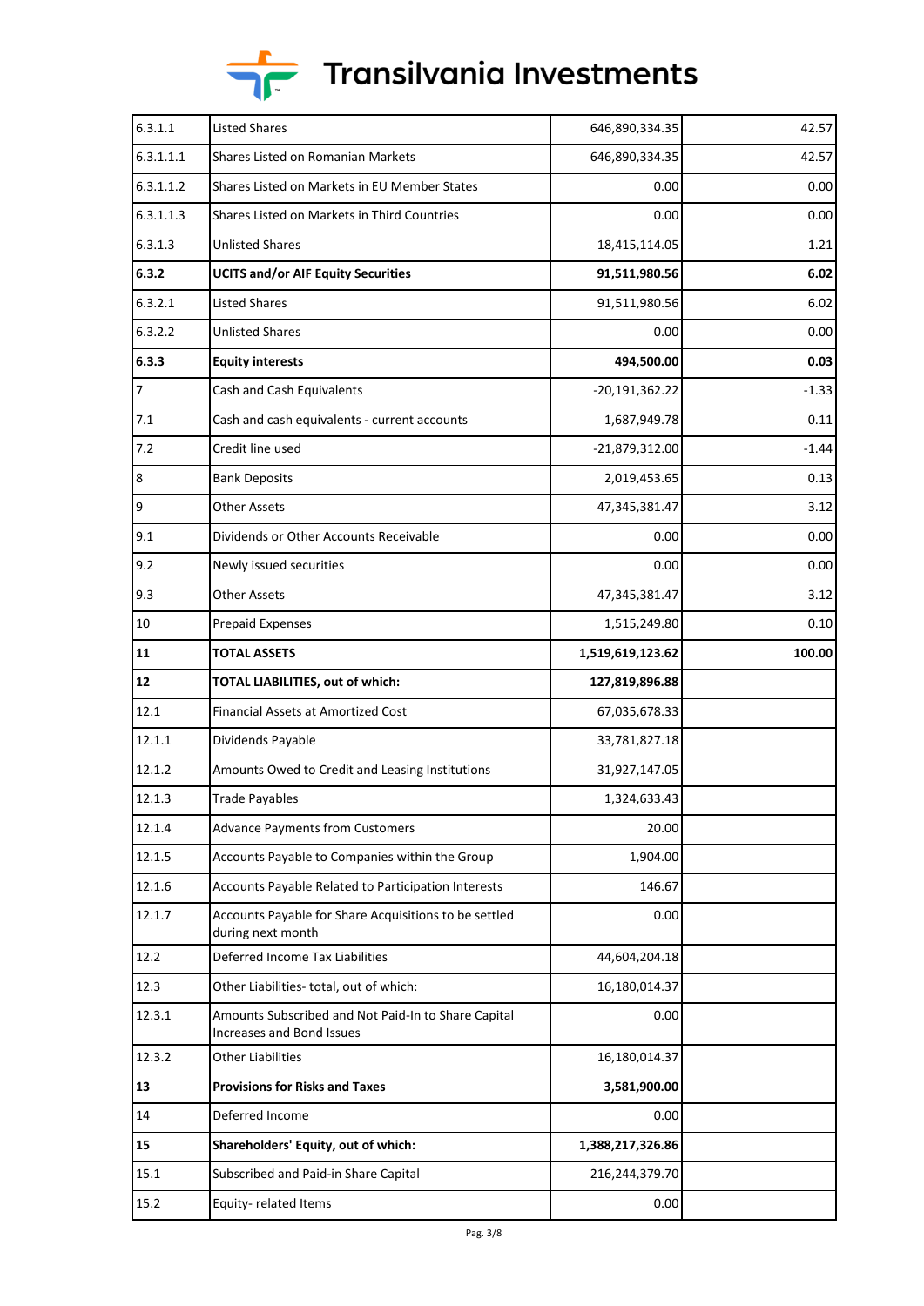| | | | |
|---|---|---|---|
| 6.3.1.1 | Listed Shares | 646,890,334.35 | 42.57 |
| 6.3.1.1.1 | Shares Listed on Romanian Markets | 646,890,334.35 | 42.57 |
| 6.3.1.1.2 | Shares Listed on Markets in EU Member States | 0.00 | 0.00 |
| 6.3.1.1.3 | Shares Listed on Markets in Third Countries | 0.00 | 0.00 |
| 6.3.1.3 | Unlisted Shares | 18,415,114.05 | 1.21 |
| **6.3.2** | **UCITS and/or AIF Equity Securities** | **91,511,980.56** | **6.02** |
| 6.3.2.1 | Listed Shares | 91,511,980.56 | 6.02 |
| 6.3.2.2 | Unlisted Shares | 0.00 | 0.00 |
| **6.3.3** | **Equity interests** | **494,500.00** | **0.03** |
| 7 | Cash and Cash Equivalents | -20,191,362.22 | -1.33 |
| 7.1 | Cash and cash equivalents - current accounts | 1,687,949.78 | 0.11 |
| 7.2 | Credit line used | -21,879,312.00 | -1.44 |
| 8 | Bank Deposits | 2,019,453.65 | 0.13 |
| 9 | Other Assets | 47,345,381.47 | 3.12 |
| 9.1 | Dividends or Other Accounts Receivable | 0.00 | 0.00 |
| 9.2 | Newly issued securities | 0.00 | 0.00 |
| 9.3 | Other Assets | 47,345,381.47 | 3.12 |
| 10 | Prepaid Expenses | 1,515,249.80 | 0.10 |
| **11** | **TOTAL ASSETS** | **1,519,619,123.62** | **100.00** |
| **12** | **TOTAL LIABILITIES, out of which:** | **127,819,896.88** | |
| 12.1 | Financial Assets at Amortized Cost | 67,035,678.33 | |
| 12.1.1 | Dividends Payable | 33,781,827.18 | |
| 12.1.2 | Amounts Owed to Credit and Leasing Institutions | 31,927,147.05 | |
| 12.1.3 | Trade Payables | 1,324,633.43 | |
| 12.1.4 | Advance Payments from Customers | 20.00 | |
| 12.1.5 | Accounts Payable to Companies within the Group | 1,904.00 | |
| 12.1.6 | Accounts Payable Related to Participation Interests | 146.67 | |
| 12.1.7 | Accounts Payable for Share Acquisitions to be settled during next month | 0.00 | |
| 12.2 | Deferred Income Tax Liabilities | 44,604,204.18 | |
| 12.3 | Other Liabilities- total, out of which: | 16,180,014.37 | |
| 12.3.1 | Amounts Subscribed and Not Paid-In to Share Capital Increases and Bond Issues | 0.00 | |
| 12.3.2 | Other Liabilities | 16,180,014.37 | |
| **13** | **Provisions for Risks and Taxes** | **3,581,900.00** | |
| 14 | Deferred Income | 0.00 | |
| **15** | **Shareholders' Equity, out of which:** | **1,388,217,326.86** | |
| 15.1 | Subscribed and Paid-in Share Capital | 216,244,379.70 | |
| 15.2 | Equity- related Items | 0.00 | |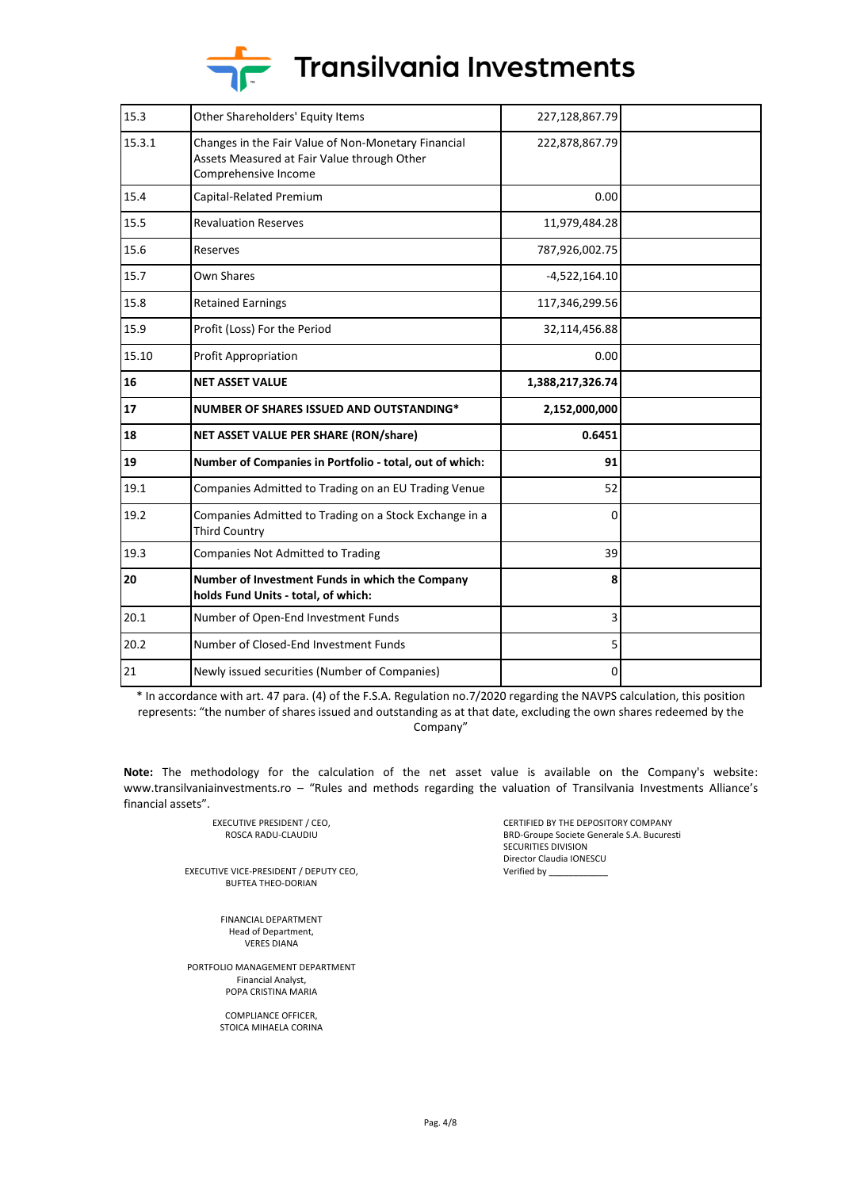| | | | |
|---|---|---|---|
| 15.3 | Other Shareholders' Equity Items | 227,128,867.79 | |
| 15.3.1 | Changes in the Fair Value of Non-Monetary Financial Assets Measured at Fair Value through Other Comprehensive Income | 222,878,867.79 | |
| 15.4 | Capital-Related Premium | 0.00 | |
| 15.5 | Revaluation Reserves | 11,979,484.28 | |
| 15.6 | Reserves | 787,926,002.75 | |
| 15.7 | Own Shares | -4,522,164.10 | |
| 15.8 | Retained Earnings | 117,346,299.56 | |
| 15.9 | Profit (Loss) For the Period | 32,114,456.88 | |
| 15.10 | Profit Appropriation | 0.00 | |
| **16** | **NET ASSET VALUE** | **1,388,217,326.74** | |
| **17** | **NUMBER OF SHARES ISSUED AND OUTSTANDING*** | **2,152,000,000** | |
| **18** | **NET ASSET VALUE PER SHARE (RON/share)** | **0.6451** | |
| **19** | **Number of Companies in Portfolio - total, out of which:** | **91** | |
| 19.1 | Companies Admitted to Trading on an EU Trading Venue | 52 | |
| 19.2 | Companies Admitted to Trading on a Stock Exchange in a Third Country | 0 | |
| 19.3 | Companies Not Admitted to Trading | 39 | |
| **20** | **Number of Investment Funds in which the Company holds Fund Units - total, of which:** | **8** | |
| 20.1 | Number of Open-End Investment Funds | 3 | |
| 20.2 | Number of Closed-End Investment Funds | 5 | |
| 21 | Newly issued securities (Number of Companies) | 0 | |

* In accordance with art. 47 para. (4) of the F.S.A. Regulation no.7/2020 regarding the NAVPS calculation, this position represents: "the number of shares issued and outstanding as at that date, excluding the own shares redeemed by the Company"

**Note:** The methodology for the calculation of the net asset value is available on the Company's website: www.transilvaniainvestments.ro – "Rules and methods regarding the valuation of Transilvania Investments Alliance's financial assets".

EXECUTIVE PRESIDENT / CEO,
ROSCA RADU-CLAUDIU

EXECUTIVE VICE-PRESIDENT / DEPUTY CEO,
BUFTEA THEO-DORIAN

FINANCIAL DEPARTMENT
Head of Department,
VERES DIANA

PORTFOLIO MANAGEMENT DEPARTMENT
Financial Analyst,
POPA CRISTINA MARIA

COMPLIANCE OFFICER,
STOICA MIHAELA CORINA

CERTIFIED BY THE DEPOSITORY COMPANY
BRD-Groupe Societe Generale S.A. Bucuresti
SECURITIES DIVISION
Director Claudia IONESCU
Verified by ____________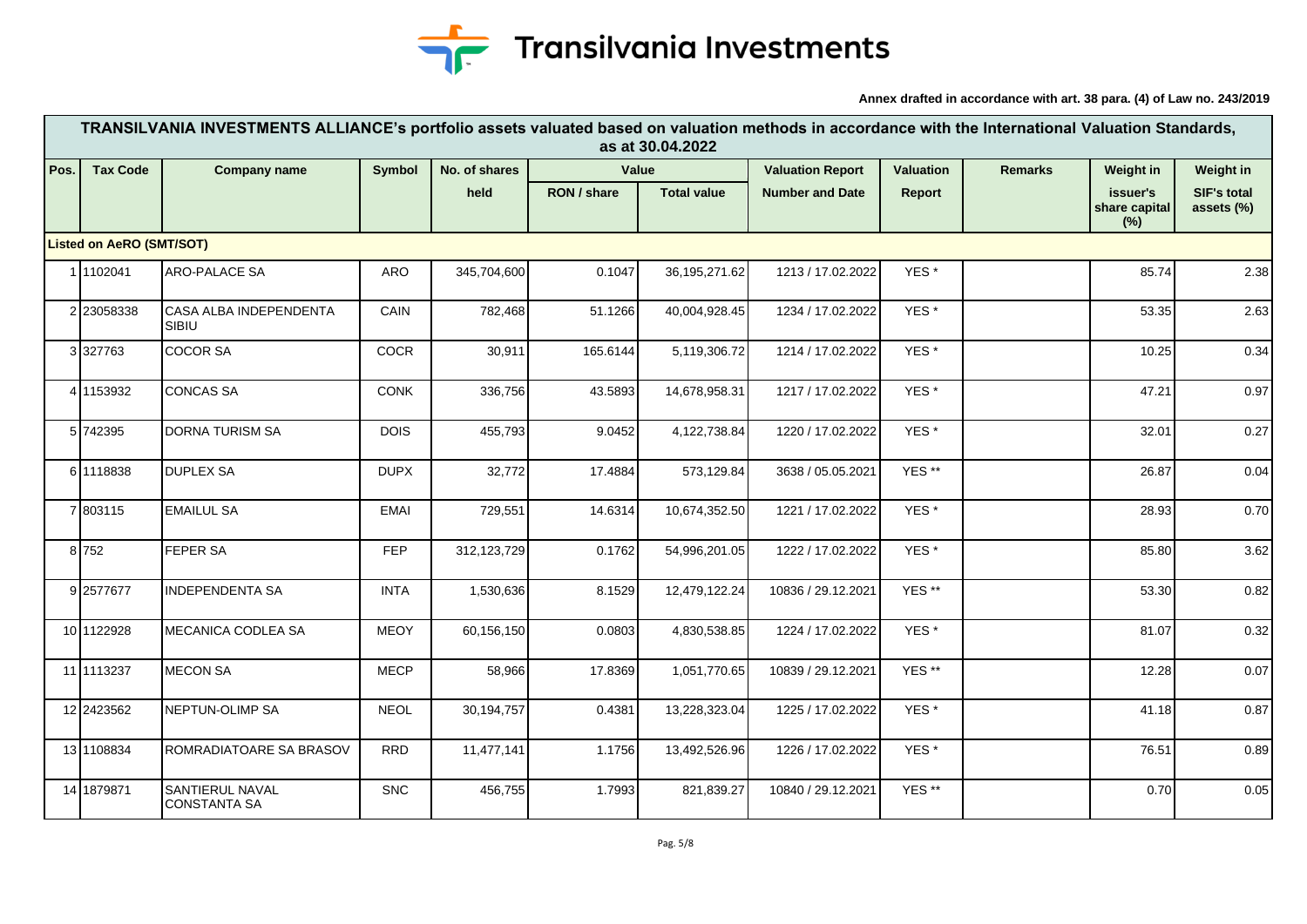Transilvania Investments

**Annex drafted in accordance with art. 38 para. (4) of Law no. 243/2019**

**TRANSILVANIA INVESTMENTS ALLIANCE's portfolio assets valuated based on valuation methods in accordance with the International Valuation Standards, as at 30.04.2022**

| Pos. | Tax Code | Company name | Symbol | No. of shares held | Value | | Valuation Report | Valuation | Remarks | Weight in | Weight in |
|---|---|---|---|---|---|---|---|---|---|---|---|
| | | | | | RON / share | Total value | Number and Date | Report | | issuer's share capital (%) | SIF's total assets (%) |
| **Listed on AeRO (SMT/SOT)** | | | | | | | | | | | |
| 1 | 1102041 | ARO-PALACE SA | ARO | 345,704,600 | 0.1047 | 36,195,271.62 | 1213 / 17.02.2022 | YES * | | 85.74 | 2.38 |
| 2 | 23058338 | CASA ALBA INDEPENDENTA SIBIU | CAIN | 782,468 | 51.1266 | 40,004,928.45 | 1234 / 17.02.2022 | YES * | | 53.35 | 2.63 |
| 3 | 327763 | COCOR SA | COCR | 30,911 | 165.6144 | 5,119,306.72 | 1214 / 17.02.2022 | YES * | | 10.25 | 0.34 |
| 4 | 1153932 | CONCAS SA | CONK | 336,756 | 43.5893 | 14,678,958.31 | 1217 / 17.02.2022 | YES * | | 47.21 | 0.97 |
| 5 | 742395 | DORNA TURISM SA | DOIS | 455,793 | 9.0452 | 4,122,738.84 | 1220 / 17.02.2022 | YES * | | 32.01 | 0.27 |
| 6 | 1118838 | DUPLEX SA | DUPX | 32,772 | 17.4884 | 573,129.84 | 3638 / 05.05.2021 | YES ** | | 26.87 | 0.04 |
| 7 | 803115 | EMAILUL SA | EMAI | 729,551 | 14.6314 | 10,674,352.50 | 1221 / 17.02.2022 | YES * | | 28.93 | 0.70 |
| 8 | 752 | FEPER SA | FEP | 312,123,729 | 0.1762 | 54,996,201.05 | 1222 / 17.02.2022 | YES * | | 85.80 | 3.62 |
| 9 | 2577677 | INDEPENDENTA SA | INTA | 1,530,636 | 8.1529 | 12,479,122.24 | 10836 / 29.12.2021 | YES ** | | 53.30 | 0.82 |
| 10 | 1122928 | MECANICA CODLEA SA | MEOY | 60,156,150 | 0.0803 | 4,830,538.85 | 1224 / 17.02.2022 | YES * | | 81.07 | 0.32 |
| 11 | 1113237 | MECON SA | MECP | 58,966 | 17.8369 | 1,051,770.65 | 10839 / 29.12.2021 | YES ** | | 12.28 | 0.07 |
| 12 | 2423562 | NEPTUN-OLIMP SA | NEOL | 30,194,757 | 0.4381 | 13,228,323.04 | 1225 / 17.02.2022 | YES * | | 41.18 | 0.87 |
| 13 | 1108834 | ROMRADIATOARE SA BRASOV | RRD | 11,477,141 | 1.1756 | 13,492,526.96 | 1226 / 17.02.2022 | YES * | | 76.51 | 0.89 |
| 14 | 1879871 | SANTIERUL NAVAL CONSTANTA SA | SNC | 456,755 | 1.7993 | 821,839.27 | 10840 / 29.12.2021 | YES ** | | 0.70 | 0.05 |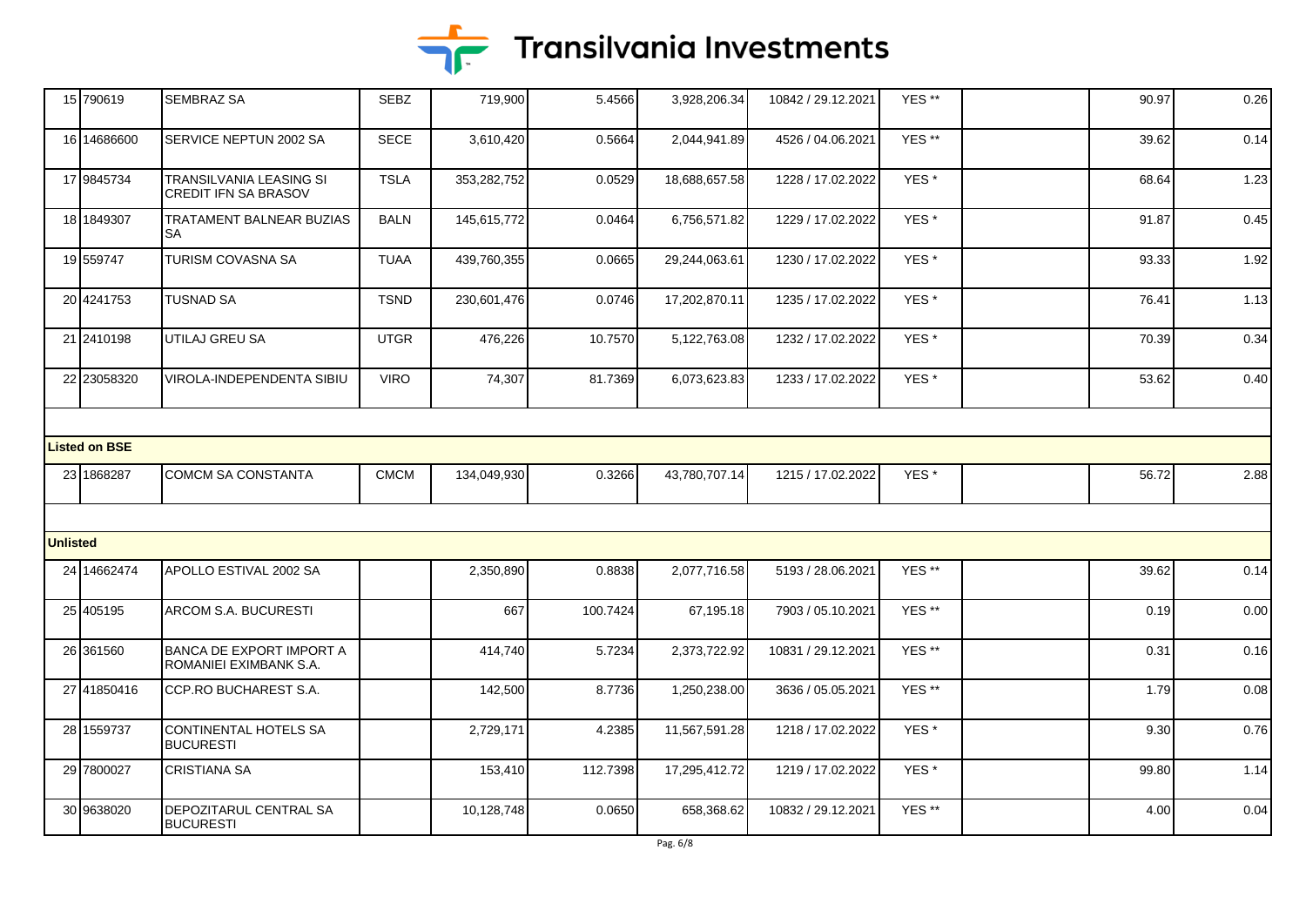| | | | | | | | | | | | |
|---|---|---|---|---|---|---|---|---|---|---|---|
| 15 | 790619 | SEMBRAZ SA | SEBZ | 719,900 | 5.4566 | 3,928,206.34 | 10842 / 29.12.2021 | YES ** | | 90.97 | 0.26 |
| 16 | 14686600 | SERVICE NEPTUN 2002 SA | SECE | 3,610,420 | 0.5664 | 2,044,941.89 | 4526 / 04.06.2021 | YES ** | | 39.62 | 0.14 |
| 17 | 9845734 | TRANSILVANIA LEASING SI CREDIT IFN SA BRASOV | TSLA | 353,282,752 | 0.0529 | 18,688,657.58 | 1228 / 17.02.2022 | YES * | | 68.64 | 1.23 |
| 18 | 1849307 | TRATAMENT BALNEAR BUZIAS SA | BALN | 145,615,772 | 0.0464 | 6,756,571.82 | 1229 / 17.02.2022 | YES * | | 91.87 | 0.45 |
| 19 | 559747 | TURISM COVASNA SA | TUAA | 439,760,355 | 0.0665 | 29,244,063.61 | 1230 / 17.02.2022 | YES * | | 93.33 | 1.92 |
| 20 | 4241753 | TUSNAD SA | TSND | 230,601,476 | 0.0746 | 17,202,870.11 | 1235 / 17.02.2022 | YES * | | 76.41 | 1.13 |
| 21 | 2410198 | UTILAJ GREU SA | UTGR | 476,226 | 10.7570 | 5,122,763.08 | 1232 / 17.02.2022 | YES * | | 70.39 | 0.34 |
| 22 | 23058320 | VIROLA-INDEPENDENTA SIBIU | VIRO | 74,307 | 81.7369 | 6,073,623.83 | 1233 / 17.02.2022 | YES * | | 53.62 | 0.40 |
| **Listed on BSE** | | | | | | | | | | | |
| 23 | 1868287 | COMCM SA CONSTANTA | CMCM | 134,049,930 | 0.3266 | 43,780,707.14 | 1215 / 17.02.2022 | YES * | | 56.72 | 2.88 |
| **Unlisted** | | | | | | | | | | | |
| 24 | 14662474 | APOLLO ESTIVAL 2002 SA | | 2,350,890 | 0.8838 | 2,077,716.58 | 5193 / 28.06.2021 | YES ** | | 39.62 | 0.14 |
| 25 | 405195 | ARCOM S.A. BUCURESTI | | 667 | 100.7424 | 67,195.18 | 7903 / 05.10.2021 | YES ** | | 0.19 | 0.00 |
| 26 | 361560 | BANCA DE EXPORT IMPORT A ROMANIEI EXIMBANK S.A. | | 414,740 | 5.7234 | 2,373,722.92 | 10831 / 29.12.2021 | YES ** | | 0.31 | 0.16 |
| 27 | 41850416 | CCP.RO BUCHAREST S.A. | | 142,500 | 8.7736 | 1,250,238.00 | 3636 / 05.05.2021 | YES ** | | 1.79 | 0.08 |
| 28 | 1559737 | CONTINENTAL HOTELS SA BUCURESTI | | 2,729,171 | 4.2385 | 11,567,591.28 | 1218 / 17.02.2022 | YES * | | 9.30 | 0.76 |
| 29 | 7800027 | CRISTIANA SA | | 153,410 | 112.7398 | 17,295,412.72 | 1219 / 17.02.2022 | YES * | | 99.80 | 1.14 |
| 30 | 9638020 | DEPOZITARUL CENTRAL SA BUCURESTI | | 10,128,748 | 0.0650 | 658,368.62 | 10832 / 29.12.2021 | YES ** | | 4.00 | 0.04 |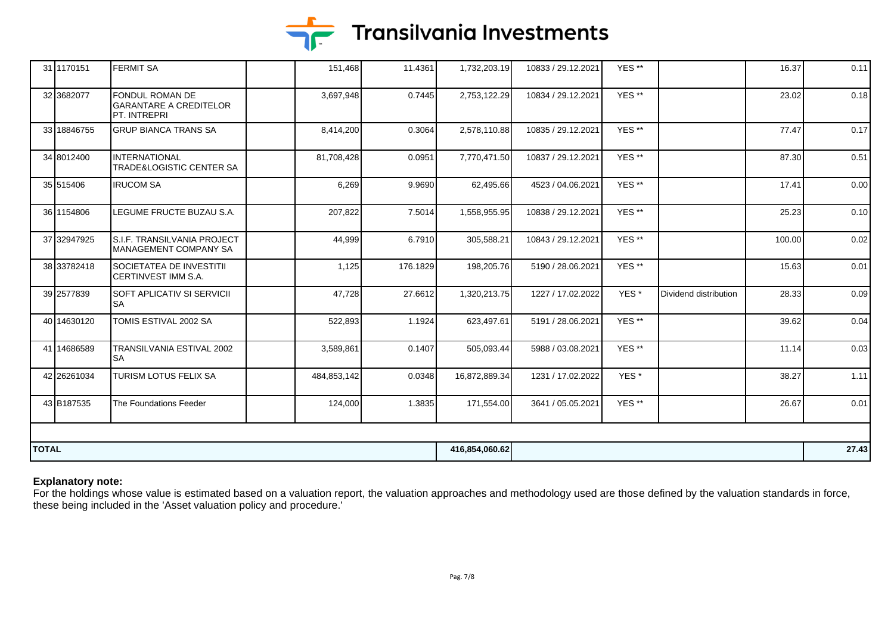| | | | | | | | | | | | |
|---|---|---|---|---|---|---|---|---|---|---|---|
| 31 | 1170151 | FERMIT SA | | 151,468 | 11.4361 | 1,732,203.19 | 10833 / 29.12.2021 | YES ** | | 16.37 | 0.11 |
| 32 | 3682077 | FONDUL ROMAN DE GARANTARE A CREDITELOR PT. INTREPRI | | 3,697,948 | 0.7445 | 2,753,122.29 | 10834 / 29.12.2021 | YES ** | | 23.02 | 0.18 |
| 33 | 18846755 | GRUP BIANCA TRANS SA | | 8,414,200 | 0.3064 | 2,578,110.88 | 10835 / 29.12.2021 | YES ** | | 77.47 | 0.17 |
| 34 | 8012400 | INTERNATIONAL TRADE&LOGISTIC CENTER SA | | 81,708,428 | 0.0951 | 7,770,471.50 | 10837 / 29.12.2021 | YES ** | | 87.30 | 0.51 |
| 35 | 515406 | IRUCOM SA | | 6,269 | 9.9690 | 62,495.66 | 4523 / 04.06.2021 | YES ** | | 17.41 | 0.00 |
| 36 | 1154806 | LEGUME FRUCTE BUZAU S.A. | | 207,822 | 7.5014 | 1,558,955.95 | 10838 / 29.12.2021 | YES ** | | 25.23 | 0.10 |
| 37 | 32947925 | S.I.F. TRANSILVANIA PROJECT MANAGEMENT COMPANY SA | | 44,999 | 6.7910 | 305,588.21 | 10843 / 29.12.2021 | YES ** | | 100.00 | 0.02 |
| 38 | 33782418 | SOCIETATEA DE INVESTITII CERTINVEST IMM S.A. | | 1,125 | 176.1829 | 198,205.76 | 5190 / 28.06.2021 | YES ** | | 15.63 | 0.01 |
| 39 | 2577839 | SOFT APLICATIV SI SERVICII SA | | 47,728 | 27.6612 | 1,320,213.75 | 1227 / 17.02.2022 | YES * | Dividend distribution | 28.33 | 0.09 |
| 40 | 14630120 | TOMIS ESTIVAL 2002 SA | | 522,893 | 1.1924 | 623,497.61 | 5191 / 28.06.2021 | YES ** | | 39.62 | 0.04 |
| 41 | 14686589 | TRANSILVANIA ESTIVAL 2002 SA | | 3,589,861 | 0.1407 | 505,093.44 | 5988 / 03.08.2021 | YES ** | | 11.14 | 0.03 |
| 42 | 26261034 | TURISM LOTUS FELIX SA | | 484,853,142 | 0.0348 | 16,872,889.34 | 1231 / 17.02.2022 | YES * | | 38.27 | 1.11 |
| 43 | B187535 | The Foundations Feeder | | 124,000 | 1.3835 | 171,554.00 | 3641 / 05.05.2021 | YES ** | | 26.67 | 0.01 |
| **TOTAL** | | | | | | **416,854,060.62** | | | | | **27.43** |

**Explanatory note:**

For the holdings whose value is estimated based on a valuation report, the valuation approaches and methodology used are those defined by the valuation standards in force, these being included in the 'Asset valuation policy and procedure.'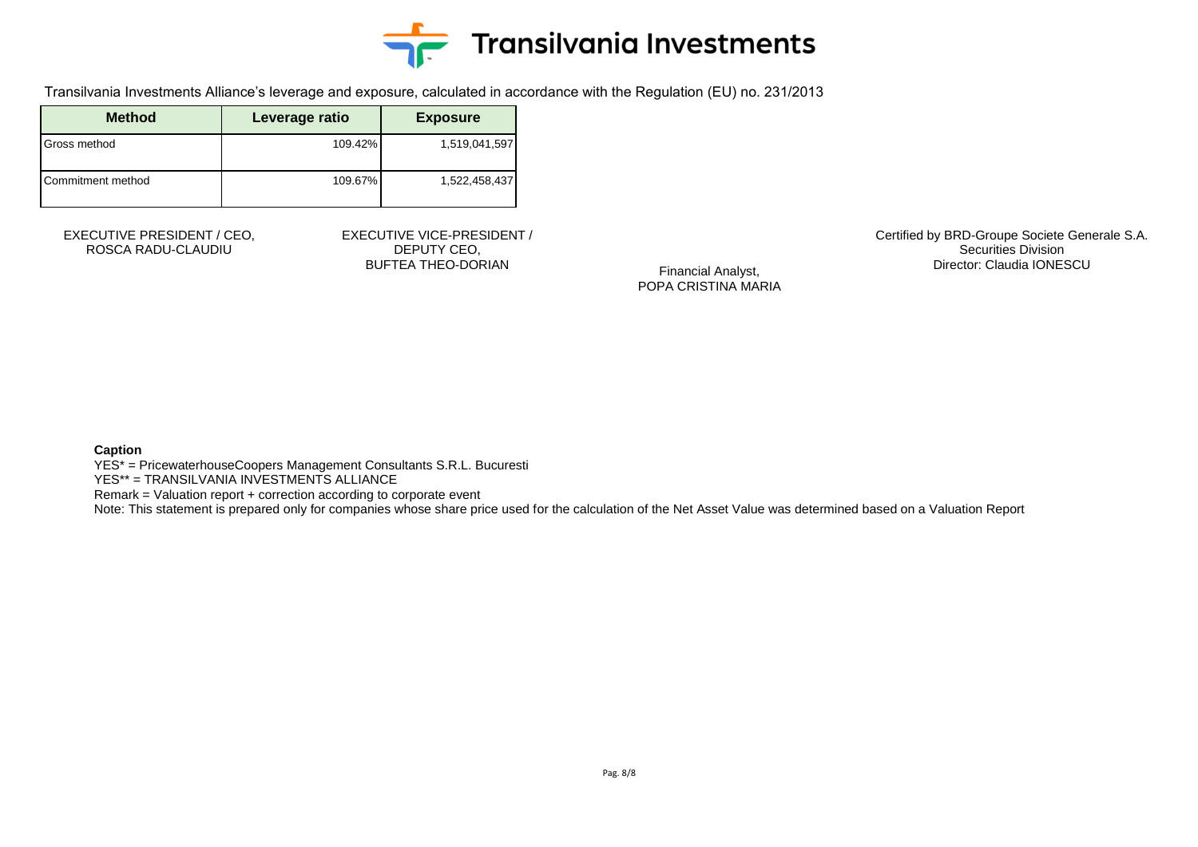# Transilvania Investments

Transilvania Investments Alliance's leverage and exposure, calculated in accordance with the Regulation (EU) no. 231/2013

| Method | Leverage ratio | Exposure |
|---|---|---|
| Gross method | 109.42% | 1,519,041,597 |
| Commitment method | 109.67% | 1,522,458,437 |

EXECUTIVE PRESIDENT / CEO,
ROSCA RADU-CLAUDIU

EXECUTIVE VICE-PRESIDENT / DEPUTY CEO,
BUFTEA THEO-DORIAN

Financial Analyst,
POPA CRISTINA MARIA

Certified by BRD-Groupe Societe Generale S.A.
Securities Division
Director: Claudia IONESCU

**Caption**

YES* = PricewaterhouseCoopers Management Consultants S.R.L. Bucuresti
YES** = TRANSILVANIA INVESTMENTS ALLIANCE
Remark = Valuation report + correction according to corporate event
Note: This statement is prepared only for companies whose share price used for the calculation of the Net Asset Value was determined based on a Valuation Report